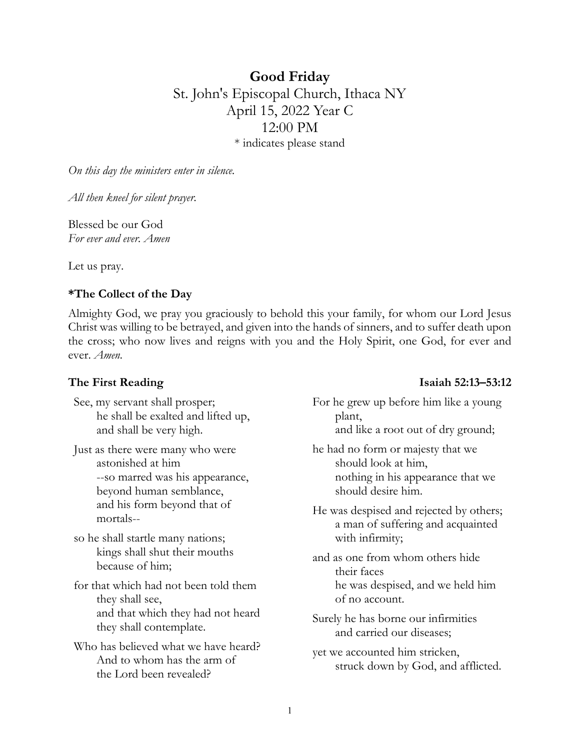# Good Friday

St. John's Episcopal Church, Ithaca NY
April 15, 2022 Year C
12:00 PM
* indicates please stand

*On this day the ministers enter in silence.*

*All then kneel for silent prayer.*

Blessed be our God
*For ever and ever. Amen*

Let us pray.

### *The Collect of the Day

Almighty God, we pray you graciously to behold this your family, for whom our Lord Jesus Christ was willing to be betrayed, and given into the hands of sinners, and to suffer death upon the cross; who now lives and reigns with you and the Holy Spirit, one God, for ever and ever. *Amen.*

### The First Reading — Isaiah 52:13–53:12

See, my servant shall prosper;
he shall be exalted and lifted up,
and shall be very high.

Just as there were many who were astonished at him
--so marred was his appearance, beyond human semblance,
and his form beyond that of mortals--

so he shall startle many nations;
kings shall shut their mouths because of him;

for that which had not been told them they shall see,
and that which they had not heard they shall contemplate.

Who has believed what we have heard?
And to whom has the arm of the Lord been revealed?

For he grew up before him like a young plant,
and like a root out of dry ground;

he had no form or majesty that we should look at him,
nothing in his appearance that we should desire him.

He was despised and rejected by others;
a man of suffering and acquainted with infirmity;

and as one from whom others hide their faces
he was despised, and we held him of no account.

Surely he has borne our infirmities
and carried our diseases;

yet we accounted him stricken,
struck down by God, and afflicted.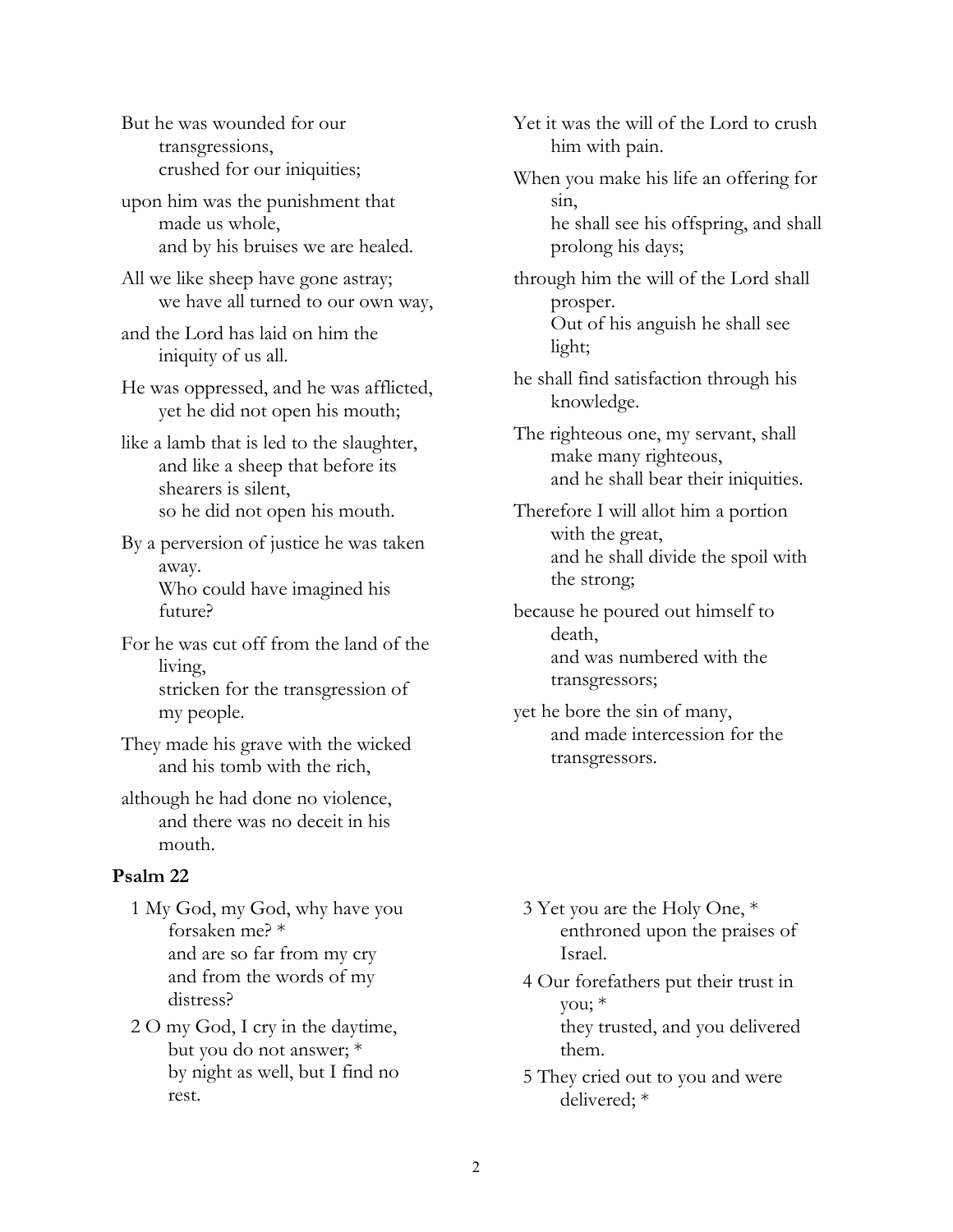But he was wounded for our transgressions,
crushed for our iniquities;

upon him was the punishment that made us whole,
and by his bruises we are healed.

All we like sheep have gone astray;
we have all turned to our own way,

and the Lord has laid on him the iniquity of us all.

He was oppressed, and he was afflicted,
yet he did not open his mouth;

like a lamb that is led to the slaughter,
and like a sheep that before its shearers is silent,
so he did not open his mouth.

By a perversion of justice he was taken away.
Who could have imagined his future?

For he was cut off from the land of the living,
stricken for the transgression of my people.

They made his grave with the wicked
and his tomb with the rich,

although he had done no violence,
and there was no deceit in his mouth.

Yet it was the will of the Lord to crush him with pain.

When you make his life an offering for sin,
he shall see his offspring, and shall prolong his days;

through him the will of the Lord shall prosper.
Out of his anguish he shall see light;

he shall find satisfaction through his knowledge.

The righteous one, my servant, shall make many righteous,
and he shall bear their iniquities.

Therefore I will allot him a portion with the great,
and he shall divide the spoil with the strong;

because he poured out himself to death,
and was numbered with the transgressors;

yet he bore the sin of many,
and made intercession for the transgressors.

**Psalm 22**

1 My God, my God, why have you forsaken me? *
and are so far from my cry
and from the words of my distress?

2 O my God, I cry in the daytime, but you do not answer; *
by night as well, but I find no rest.

3 Yet you are the Holy One, *
enthroned upon the praises of Israel.

4 Our forefathers put their trust in you; *
they trusted, and you delivered them.

5 They cried out to you and were delivered; *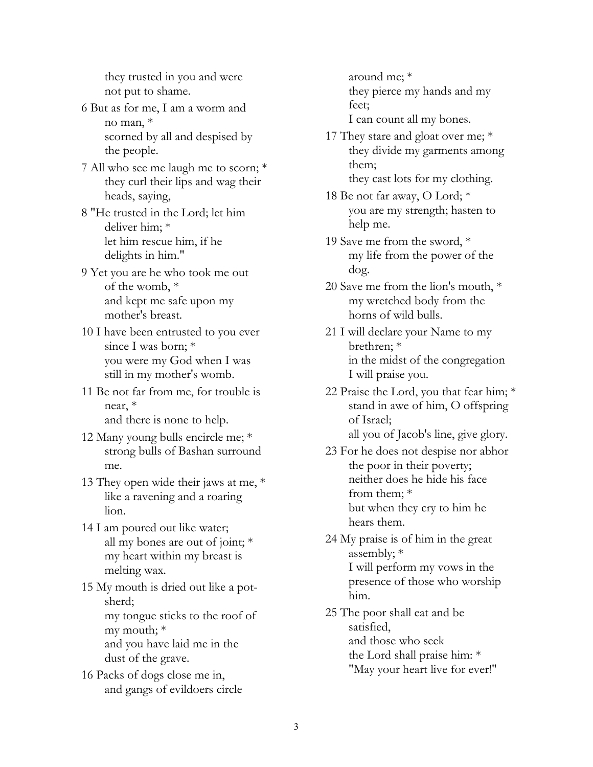they trusted in you and were not put to shame.

6 But as for me, I am a worm and no man, *
scorned by all and despised by the people.

7 All who see me laugh me to scorn; *
they curl their lips and wag their heads, saying,

8 "He trusted in the Lord; let him deliver him; *
let him rescue him, if he delights in him."

9 Yet you are he who took me out of the womb, *
and kept me safe upon my mother's breast.

10 I have been entrusted to you ever since I was born; *
you were my God when I was still in my mother's womb.

11 Be not far from me, for trouble is near, *
and there is none to help.

12 Many young bulls encircle me; *
strong bulls of Bashan surround me.

13 They open wide their jaws at me, *
like a ravening and a roaring lion.

14 I am poured out like water;
all my bones are out of joint; *
my heart within my breast is melting wax.

15 My mouth is dried out like a pot-sherd;
my tongue sticks to the roof of my mouth; *
and you have laid me in the dust of the grave.

16 Packs of dogs close me in,
and gangs of evildoers circle around me; *
they pierce my hands and my feet;
I can count all my bones.

17 They stare and gloat over me; *
they divide my garments among them;
they cast lots for my clothing.

18 Be not far away, O Lord; *
you are my strength; hasten to help me.

19 Save me from the sword, *
my life from the power of the dog.

20 Save me from the lion's mouth, *
my wretched body from the horns of wild bulls.

21 I will declare your Name to my brethren; *
in the midst of the congregation I will praise you.

22 Praise the Lord, you that fear him; *
stand in awe of him, O offspring of Israel;
all you of Jacob's line, give glory.

23 For he does not despise nor abhor the poor in their poverty;
neither does he hide his face from them; *
but when they cry to him he hears them.

24 My praise is of him in the great assembly; *
I will perform my vows in the presence of those who worship him.

25 The poor shall eat and be satisfied,
and those who seek
the Lord shall praise him: *
"May your heart live for ever!"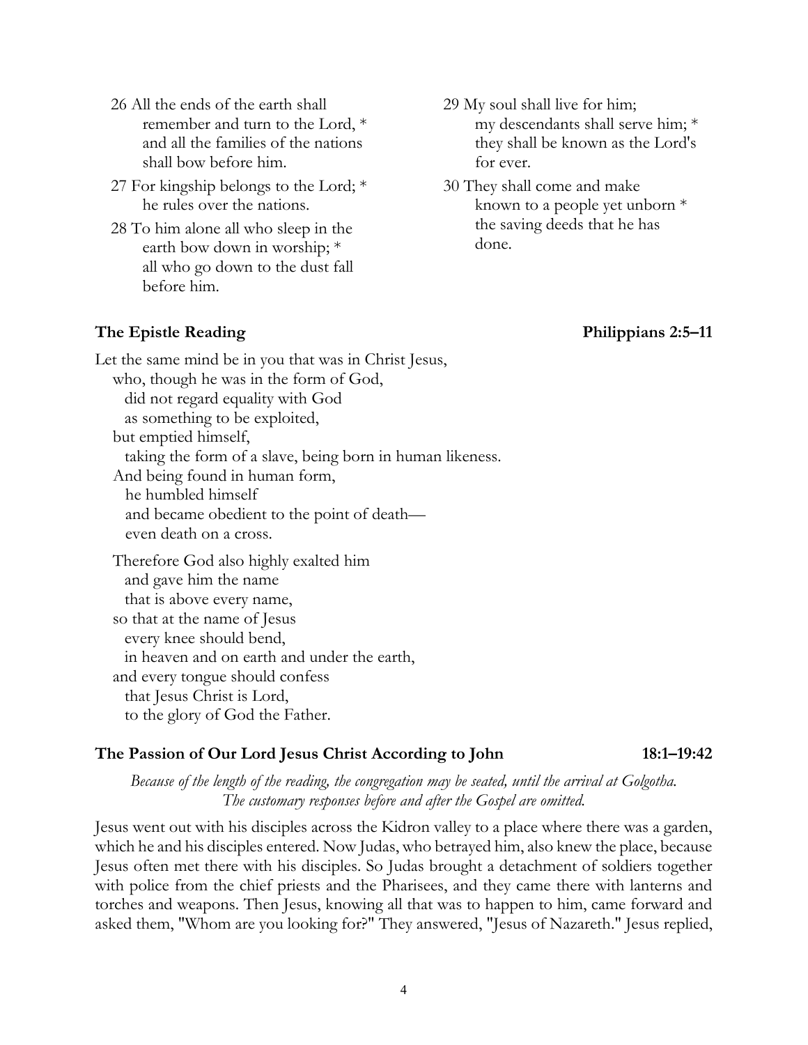26 All the ends of the earth shall remember and turn to the Lord, *
and all the families of the nations shall bow before him.

27 For kingship belongs to the Lord; *
he rules over the nations.

28 To him alone all who sleep in the earth bow down in worship; *
all who go down to the dust fall before him.

29 My soul shall live for him;
my descendants shall serve him; *
they shall be known as the Lord's for ever.

30 They shall come and make known to a people yet unborn *
the saving deeds that he has done.

### The Epistle Reading — Philippians 2:5–11

Let the same mind be in you that was in Christ Jesus,
who, though he was in the form of God,
did not regard equality with God
as something to be exploited,
but emptied himself,
taking the form of a slave, being born in human likeness.
And being found in human form,
he humbled himself
and became obedient to the point of death—
even death on a cross.

Therefore God also highly exalted him
and gave him the name
that is above every name,
so that at the name of Jesus
every knee should bend,
in heaven and on earth and under the earth,
and every tongue should confess
that Jesus Christ is Lord,
to the glory of God the Father.

### The Passion of Our Lord Jesus Christ According to John — 18:1–19:42

*Because of the length of the reading, the congregation may be seated, until the arrival at Golgotha. The customary responses before and after the Gospel are omitted.*

Jesus went out with his disciples across the Kidron valley to a place where there was a garden, which he and his disciples entered. Now Judas, who betrayed him, also knew the place, because Jesus often met there with his disciples. So Judas brought a detachment of soldiers together with police from the chief priests and the Pharisees, and they came there with lanterns and torches and weapons. Then Jesus, knowing all that was to happen to him, came forward and asked them, "Whom are you looking for?" They answered, "Jesus of Nazareth." Jesus replied,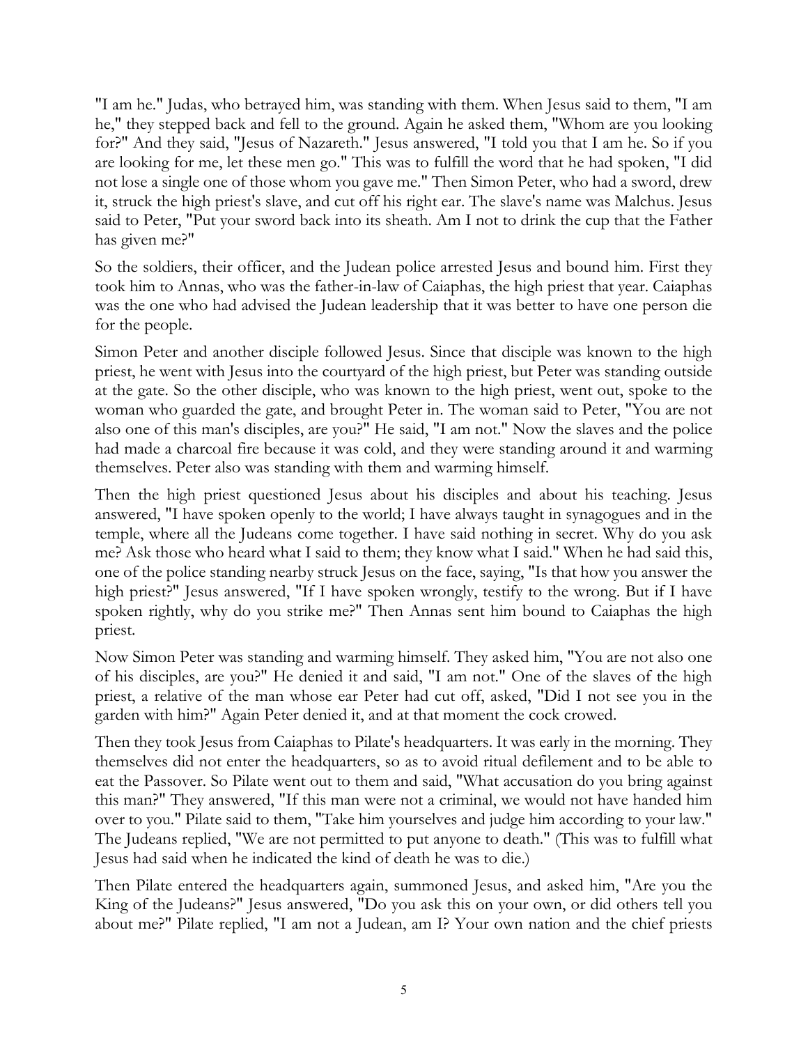"I am he." Judas, who betrayed him, was standing with them. When Jesus said to them, "I am he," they stepped back and fell to the ground. Again he asked them, "Whom are you looking for?" And they said, "Jesus of Nazareth." Jesus answered, "I told you that I am he. So if you are looking for me, let these men go." This was to fulfill the word that he had spoken, "I did not lose a single one of those whom you gave me." Then Simon Peter, who had a sword, drew it, struck the high priest's slave, and cut off his right ear. The slave's name was Malchus. Jesus said to Peter, "Put your sword back into its sheath. Am I not to drink the cup that the Father has given me?"

So the soldiers, their officer, and the Judean police arrested Jesus and bound him. First they took him to Annas, who was the father-in-law of Caiaphas, the high priest that year. Caiaphas was the one who had advised the Judean leadership that it was better to have one person die for the people.

Simon Peter and another disciple followed Jesus. Since that disciple was known to the high priest, he went with Jesus into the courtyard of the high priest, but Peter was standing outside at the gate. So the other disciple, who was known to the high priest, went out, spoke to the woman who guarded the gate, and brought Peter in. The woman said to Peter, "You are not also one of this man's disciples, are you?" He said, "I am not." Now the slaves and the police had made a charcoal fire because it was cold, and they were standing around it and warming themselves. Peter also was standing with them and warming himself.

Then the high priest questioned Jesus about his disciples and about his teaching. Jesus answered, "I have spoken openly to the world; I have always taught in synagogues and in the temple, where all the Judeans come together. I have said nothing in secret. Why do you ask me? Ask those who heard what I said to them; they know what I said." When he had said this, one of the police standing nearby struck Jesus on the face, saying, "Is that how you answer the high priest?" Jesus answered, "If I have spoken wrongly, testify to the wrong. But if I have spoken rightly, why do you strike me?" Then Annas sent him bound to Caiaphas the high priest.

Now Simon Peter was standing and warming himself. They asked him, "You are not also one of his disciples, are you?" He denied it and said, "I am not." One of the slaves of the high priest, a relative of the man whose ear Peter had cut off, asked, "Did I not see you in the garden with him?" Again Peter denied it, and at that moment the cock crowed.

Then they took Jesus from Caiaphas to Pilate's headquarters. It was early in the morning. They themselves did not enter the headquarters, so as to avoid ritual defilement and to be able to eat the Passover. So Pilate went out to them and said, "What accusation do you bring against this man?" They answered, "If this man were not a criminal, we would not have handed him over to you." Pilate said to them, "Take him yourselves and judge him according to your law." The Judeans replied, "We are not permitted to put anyone to death." (This was to fulfill what Jesus had said when he indicated the kind of death he was to die.)

Then Pilate entered the headquarters again, summoned Jesus, and asked him, "Are you the King of the Judeans?" Jesus answered, "Do you ask this on your own, or did others tell you about me?" Pilate replied, "I am not a Judean, am I? Your own nation and the chief priests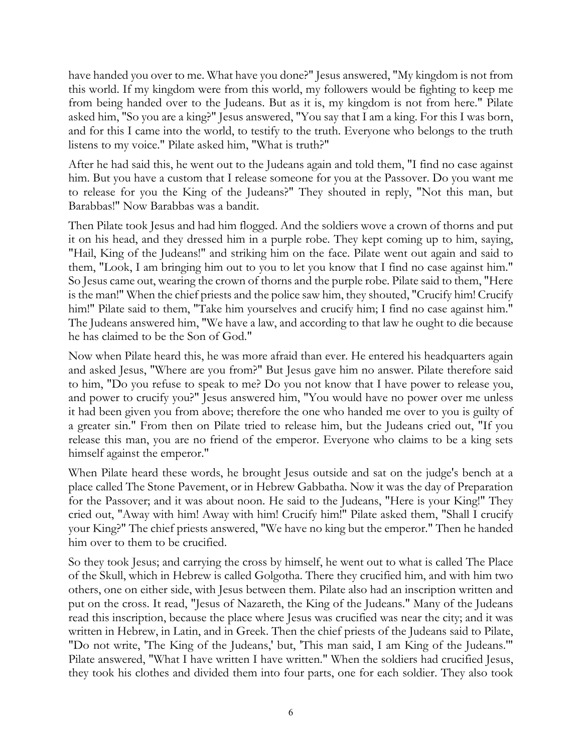have handed you over to me. What have you done?" Jesus answered, "My kingdom is not from this world. If my kingdom were from this world, my followers would be fighting to keep me from being handed over to the Judeans. But as it is, my kingdom is not from here." Pilate asked him, "So you are a king?" Jesus answered, "You say that I am a king. For this I was born, and for this I came into the world, to testify to the truth. Everyone who belongs to the truth listens to my voice." Pilate asked him, "What is truth?"

After he had said this, he went out to the Judeans again and told them, "I find no case against him. But you have a custom that I release someone for you at the Passover. Do you want me to release for you the King of the Judeans?" They shouted in reply, "Not this man, but Barabbas!" Now Barabbas was a bandit.

Then Pilate took Jesus and had him flogged. And the soldiers wove a crown of thorns and put it on his head, and they dressed him in a purple robe. They kept coming up to him, saying, "Hail, King of the Judeans!" and striking him on the face. Pilate went out again and said to them, "Look, I am bringing him out to you to let you know that I find no case against him." So Jesus came out, wearing the crown of thorns and the purple robe. Pilate said to them, "Here is the man!" When the chief priests and the police saw him, they shouted, "Crucify him! Crucify him!" Pilate said to them, "Take him yourselves and crucify him; I find no case against him." The Judeans answered him, "We have a law, and according to that law he ought to die because he has claimed to be the Son of God."

Now when Pilate heard this, he was more afraid than ever. He entered his headquarters again and asked Jesus, "Where are you from?" But Jesus gave him no answer. Pilate therefore said to him, "Do you refuse to speak to me? Do you not know that I have power to release you, and power to crucify you?" Jesus answered him, "You would have no power over me unless it had been given you from above; therefore the one who handed me over to you is guilty of a greater sin." From then on Pilate tried to release him, but the Judeans cried out, "If you release this man, you are no friend of the emperor. Everyone who claims to be a king sets himself against the emperor."

When Pilate heard these words, he brought Jesus outside and sat on the judge's bench at a place called The Stone Pavement, or in Hebrew Gabbatha. Now it was the day of Preparation for the Passover; and it was about noon. He said to the Judeans, "Here is your King!" They cried out, "Away with him! Away with him! Crucify him!" Pilate asked them, "Shall I crucify your King?" The chief priests answered, "We have no king but the emperor." Then he handed him over to them to be crucified.

So they took Jesus; and carrying the cross by himself, he went out to what is called The Place of the Skull, which in Hebrew is called Golgotha. There they crucified him, and with him two others, one on either side, with Jesus between them. Pilate also had an inscription written and put on the cross. It read, "Jesus of Nazareth, the King of the Judeans." Many of the Judeans read this inscription, because the place where Jesus was crucified was near the city; and it was written in Hebrew, in Latin, and in Greek. Then the chief priests of the Judeans said to Pilate, "Do not write, 'The King of the Judeans,' but, 'This man said, I am King of the Judeans.'" Pilate answered, "What I have written I have written." When the soldiers had crucified Jesus, they took his clothes and divided them into four parts, one for each soldier. They also took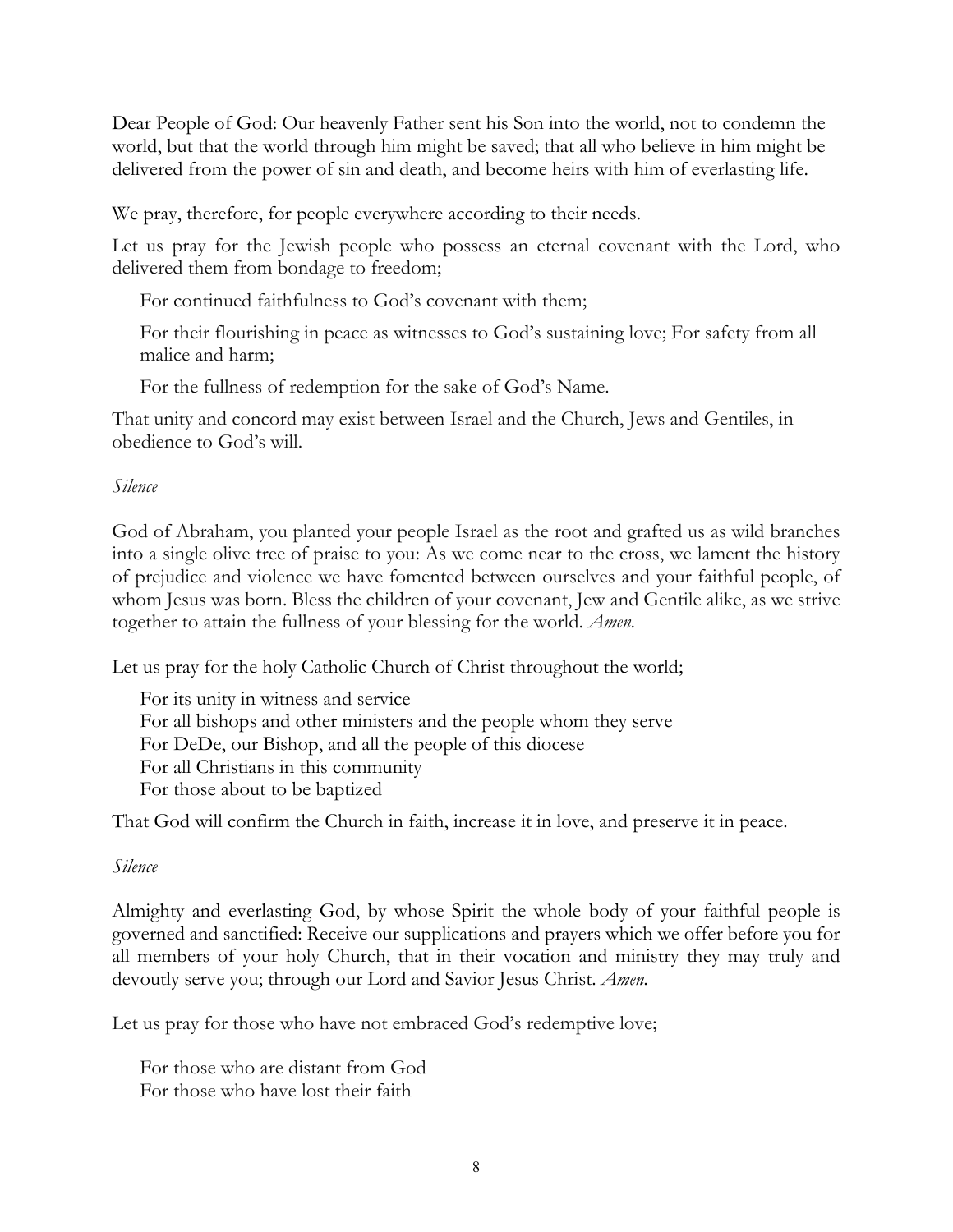Dear People of God: Our heavenly Father sent his Son into the world, not to condemn the world, but that the world through him might be saved; that all who believe in him might be delivered from the power of sin and death, and become heirs with him of everlasting life.

We pray, therefore, for people everywhere according to their needs.

Let us pray for the Jewish people who possess an eternal covenant with the Lord, who delivered them from bondage to freedom;

For continued faithfulness to God's covenant with them;

For their flourishing in peace as witnesses to God's sustaining love; For safety from all malice and harm;

For the fullness of redemption for the sake of God's Name.

That unity and concord may exist between Israel and the Church, Jews and Gentiles, in obedience to God's will.

*Silence*

God of Abraham, you planted your people Israel as the root and grafted us as wild branches into a single olive tree of praise to you: As we come near to the cross, we lament the history of prejudice and violence we have fomented between ourselves and your faithful people, of whom Jesus was born. Bless the children of your covenant, Jew and Gentile alike, as we strive together to attain the fullness of your blessing for the world. *Amen.*

Let us pray for the holy Catholic Church of Christ throughout the world;

For its unity in witness and service  
For all bishops and other ministers and the people whom they serve  
For DeDe, our Bishop, and all the people of this diocese  
For all Christians in this community  
For those about to be baptized

That God will confirm the Church in faith, increase it in love, and preserve it in peace.

*Silence*

Almighty and everlasting God, by whose Spirit the whole body of your faithful people is governed and sanctified: Receive our supplications and prayers which we offer before you for all members of your holy Church, that in their vocation and ministry they may truly and devoutly serve you; through our Lord and Savior Jesus Christ. *Amen.*

Let us pray for those who have not embraced God's redemptive love;

For those who are distant from God  
For those who have lost their faith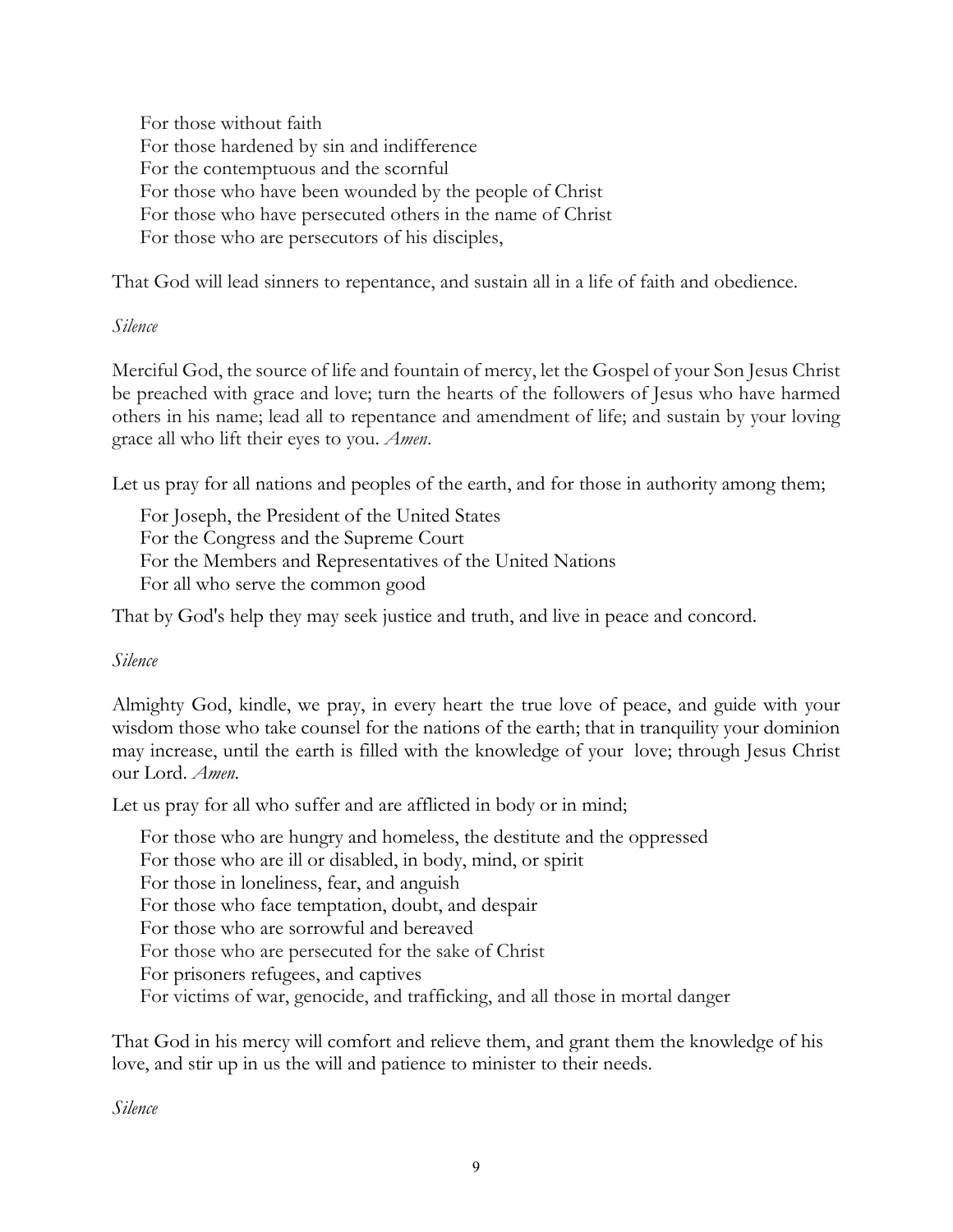For those without faith  
For those hardened by sin and indifference  
For the contemptuous and the scornful  
For those who have been wounded by the people of Christ  
For those who have persecuted others in the name of Christ  
For those who are persecutors of his disciples,

That God will lead sinners to repentance, and sustain all in a life of faith and obedience.

*Silence*

Merciful God, the source of life and fountain of mercy, let the Gospel of your Son Jesus Christ be preached with grace and love; turn the hearts of the followers of Jesus who have harmed others in his name; lead all to repentance and amendment of life; and sustain by your loving grace all who lift their eyes to you. *Amen*.

Let us pray for all nations and peoples of the earth, and for those in authority among them;

For Joseph, the President of the United States  
For the Congress and the Supreme Court  
For the Members and Representatives of the United Nations  
For all who serve the common good

That by God's help they may seek justice and truth, and live in peace and concord.

*Silence*

Almighty God, kindle, we pray, in every heart the true love of peace, and guide with your wisdom those who take counsel for the nations of the earth; that in tranquility your dominion may increase, until the earth is filled with the knowledge of your love; through Jesus Christ our Lord. *Amen*.

Let us pray for all who suffer and are afflicted in body or in mind;

For those who are hungry and homeless, the destitute and the oppressed  
For those who are ill or disabled, in body, mind, or spirit  
For those in loneliness, fear, and anguish  
For those who face temptation, doubt, and despair  
For those who are sorrowful and bereaved  
For those who are persecuted for the sake of Christ  
For prisoners refugees, and captives  
For victims of war, genocide, and trafficking, and all those in mortal danger

That God in his mercy will comfort and relieve them, and grant them the knowledge of his love, and stir up in us the will and patience to minister to their needs.

*Silence*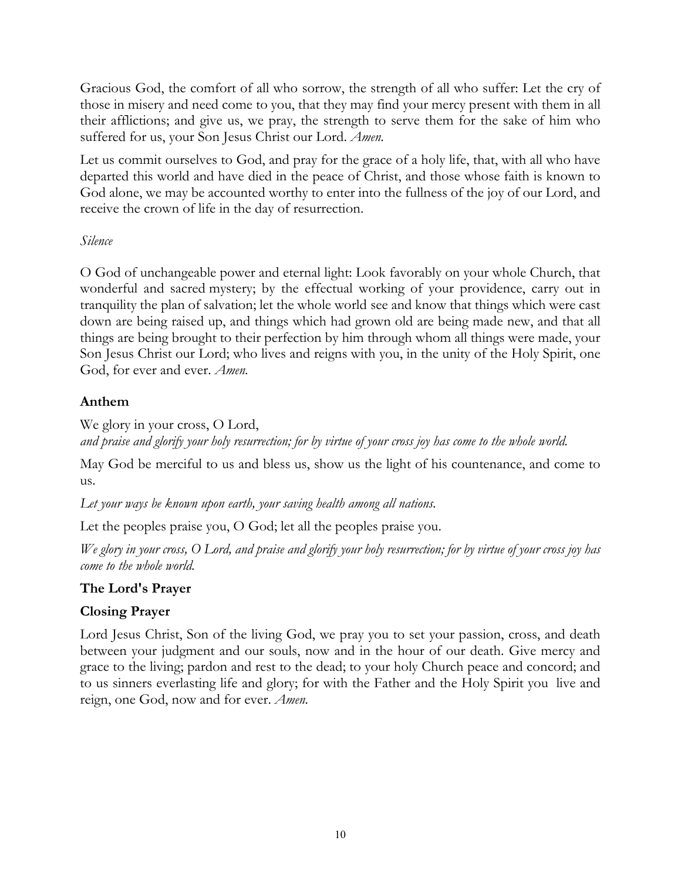Gracious God, the comfort of all who sorrow, the strength of all who suffer: Let the cry of those in misery and need come to you, that they may find your mercy present with them in all their afflictions; and give us, we pray, the strength to serve them for the sake of him who suffered for us, your Son Jesus Christ our Lord. *Amen.*

Let us commit ourselves to God, and pray for the grace of a holy life, that, with all who have departed this world and have died in the peace of Christ, and those whose faith is known to God alone, we may be accounted worthy to enter into the fullness of the joy of our Lord, and receive the crown of life in the day of resurrection.

*Silence*

O God of unchangeable power and eternal light: Look favorably on your whole Church, that wonderful and sacred mystery; by the effectual working of your providence, carry out in tranquility the plan of salvation; let the whole world see and know that things which were cast down are being raised up, and things which had grown old are being made new, and that all things are being brought to their perfection by him through whom all things were made, your Son Jesus Christ our Lord; who lives and reigns with you, in the unity of the Holy Spirit, one God, for ever and ever. *Amen.*

**Anthem**

We glory in your cross, O Lord,
*and praise and glorify your holy resurrection; for by virtue of your cross joy has come to the whole world.*

May God be merciful to us and bless us, show us the light of his countenance, and come to us.

*Let your ways be known upon earth, your saving health among all nations.*

Let the peoples praise you, O God; let all the peoples praise you.

*We glory in your cross, O Lord, and praise and glorify your holy resurrection; for by virtue of your cross joy has come to the whole world.*

**The Lord's Prayer**

**Closing Prayer**

Lord Jesus Christ, Son of the living God, we pray you to set your passion, cross, and death between your judgment and our souls, now and in the hour of our death. Give mercy and grace to the living; pardon and rest to the dead; to your holy Church peace and concord; and to us sinners everlasting life and glory; for with the Father and the Holy Spirit you live and reign, one God, now and for ever. *Amen.*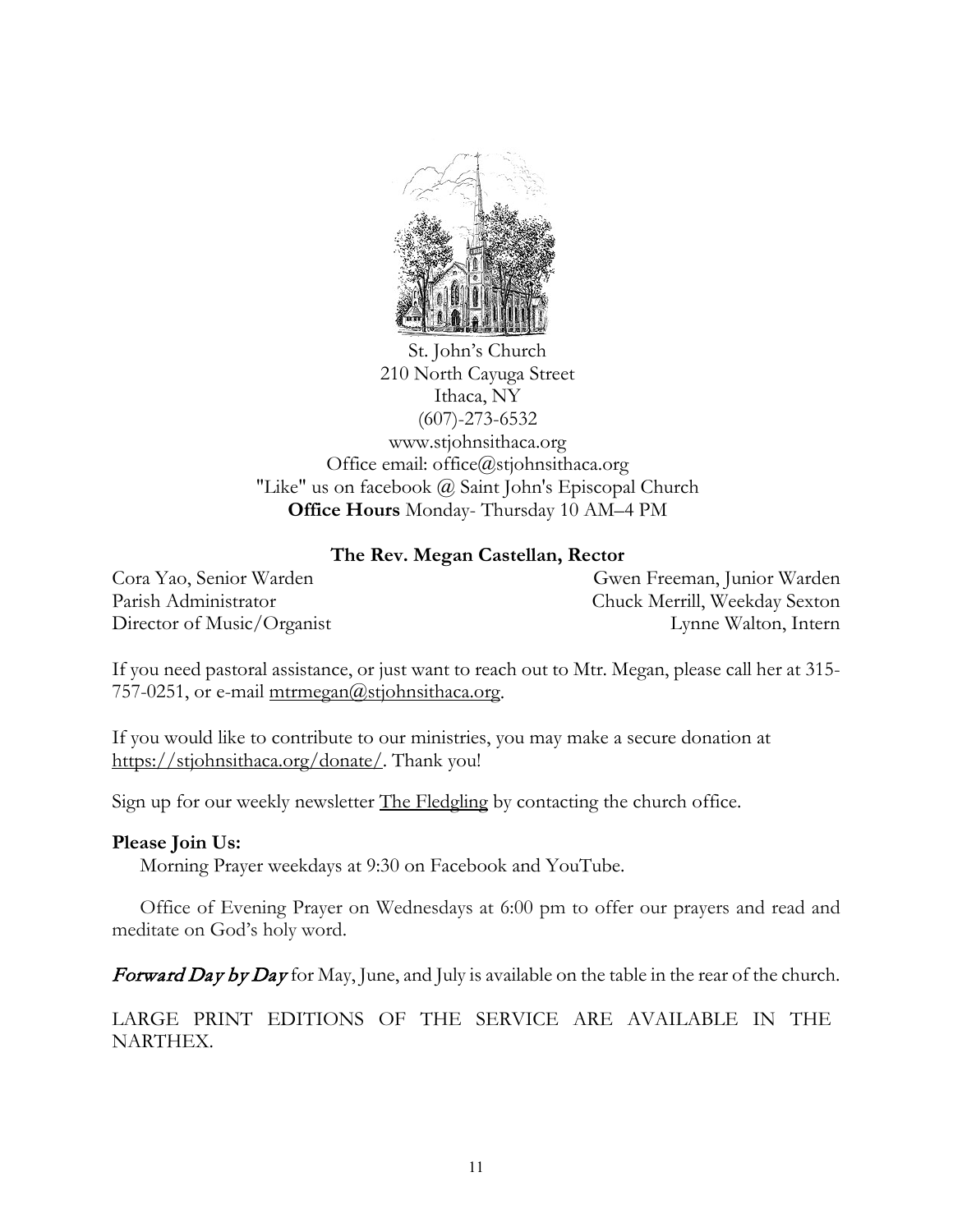St. John's Church
210 North Cayuga Street
Ithaca, NY
(607)-273-6532
www.stjohnsithaca.org
Office email: office@stjohnsithaca.org
"Like" us on facebook @ Saint John's Episcopal Church
**Office Hours** Monday- Thursday 10 AM–4 PM

**The Rev. Megan Castellan, Rector**

Cora Yao, Senior Warden
Gwen Freeman, Junior Warden
Parish Administrator
Chuck Merrill, Weekday Sexton
Director of Music/Organist
Lynne Walton, Intern

If you need pastoral assistance, or just want to reach out to Mtr. Megan, please call her at 315-757-0251, or e-mail mtrmegan@stjohnsithaca.org.

If you would like to contribute to our ministries, you may make a secure donation at https://stjohnsithaca.org/donate/. Thank you!

Sign up for our weekly newsletter The Fledgling by contacting the church office.

**Please Join Us:**

Morning Prayer weekdays at 9:30 on Facebook and YouTube.

Office of Evening Prayer on Wednesdays at 6:00 pm to offer our prayers and read and meditate on God's holy word.

***Forward Day by Day*** for May, June, and July is available on the table in the rear of the church.

LARGE PRINT EDITIONS OF THE SERVICE ARE AVAILABLE IN THE NARTHEX.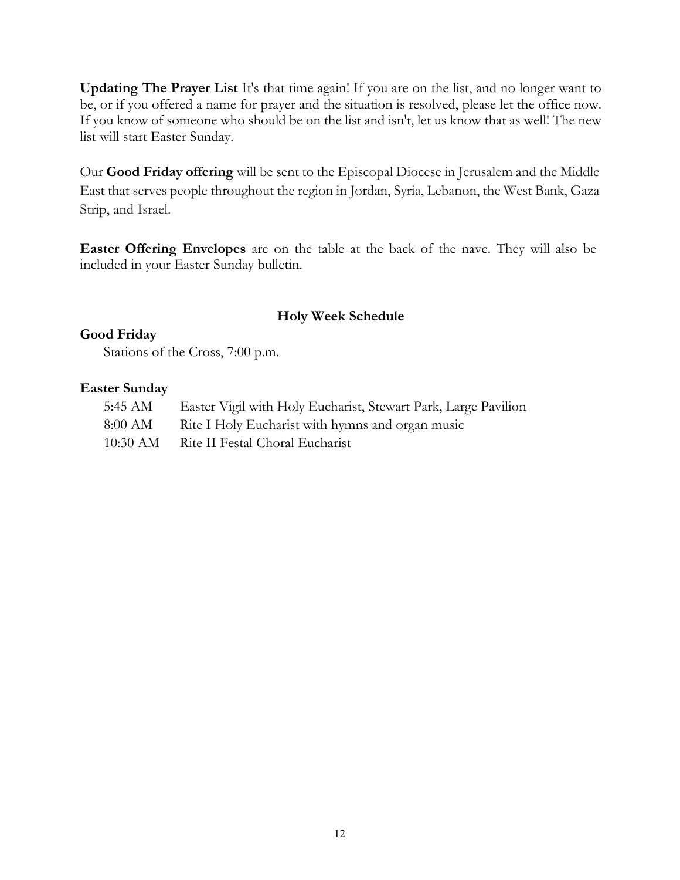**Updating The Prayer List** It's that time again! If you are on the list, and no longer want to be, or if you offered a name for prayer and the situation is resolved, please let the office now. If you know of someone who should be on the list and isn't, let us know that as well! The new list will start Easter Sunday.

Our **Good Friday offering** will be sent to the Episcopal Diocese in Jerusalem and the Middle East that serves people throughout the region in Jordan, Syria, Lebanon, the West Bank, Gaza Strip, and Israel.

**Easter Offering Envelopes** are on the table at the back of the nave. They will also be included in your Easter Sunday bulletin.

## Holy Week Schedule

**Good Friday**

Stations of the Cross, 7:00 p.m.

**Easter Sunday**

| | |
|---|---|
| 5:45 AM | Easter Vigil with Holy Eucharist, Stewart Park, Large Pavilion |
| 8:00 AM | Rite I Holy Eucharist with hymns and organ music |
| 10:30 AM | Rite II Festal Choral Eucharist |